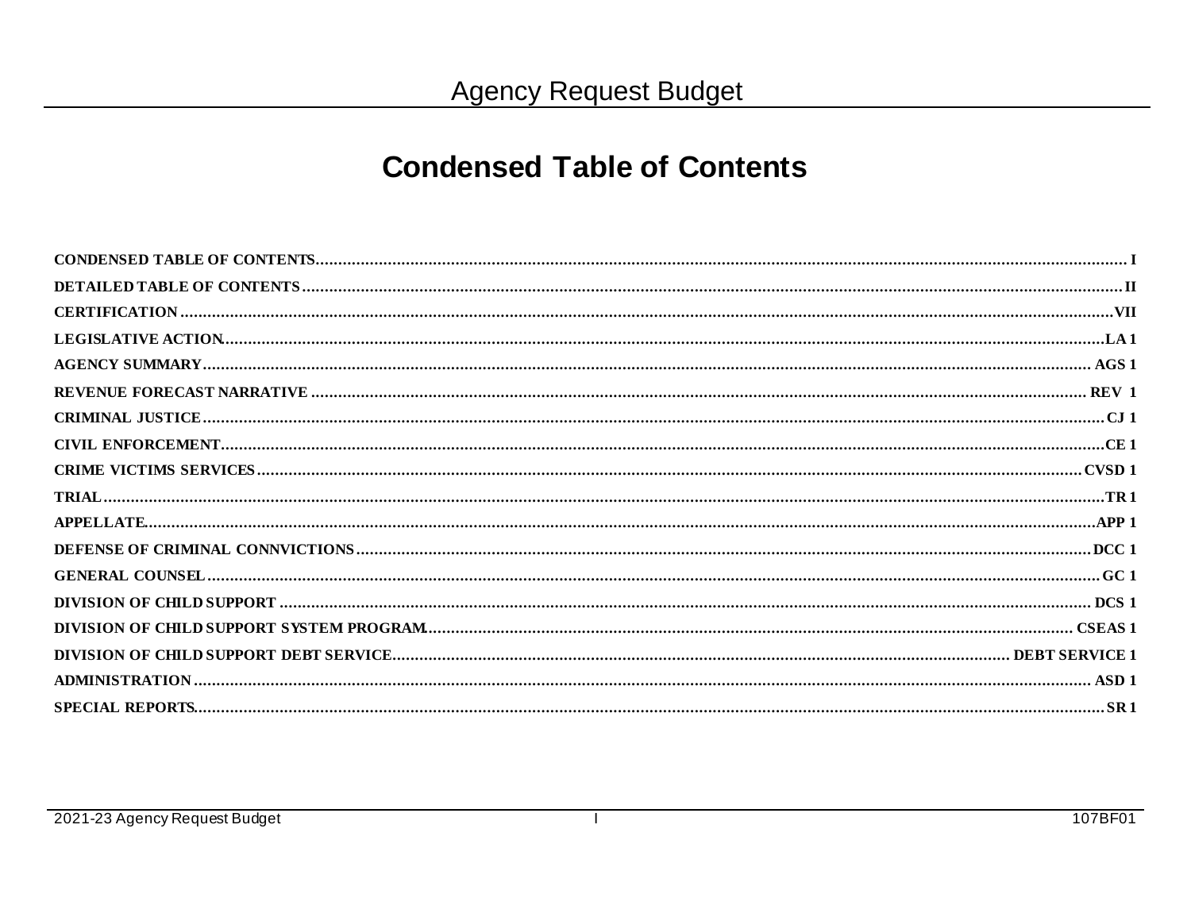# Agency Request Budget

## Condensed Table of Contents

| | |
|---|---|
| CONDENSED TABLE OF CONTENTS | I |
| DETAILED TABLE OF CONTENTS | II |
| CERTIFICATION | VII |
| LEGISLATIVE ACTION | LA 1 |
| AGENCY SUMMARY | AGS 1 |
| REVENUE FORECAST NARRATIVE | REV 1 |
| CRIMINAL JUSTICE | CJ 1 |
| CIVIL ENFORCEMENT | CE 1 |
| CRIME VICTIMS SERVICES | CVSD 1 |
| TRIAL | TR 1 |
| APPELLATE | APP 1 |
| DEFENSE OF CRIMINAL CONNVICTIONS | DCC 1 |
| GENERAL COUNSEL | GC 1 |
| DIVISION OF CHILD SUPPORT | DCS 1 |
| DIVISION OF CHILD SUPPORT SYSTEM PROGRAM | CSEAS 1 |
| DIVISION OF CHILD SUPPORT DEBT SERVICE | DEBT SERVICE 1 |
| ADMINISTRATION | ASD 1 |
| SPECIAL REPORTS | SR 1 |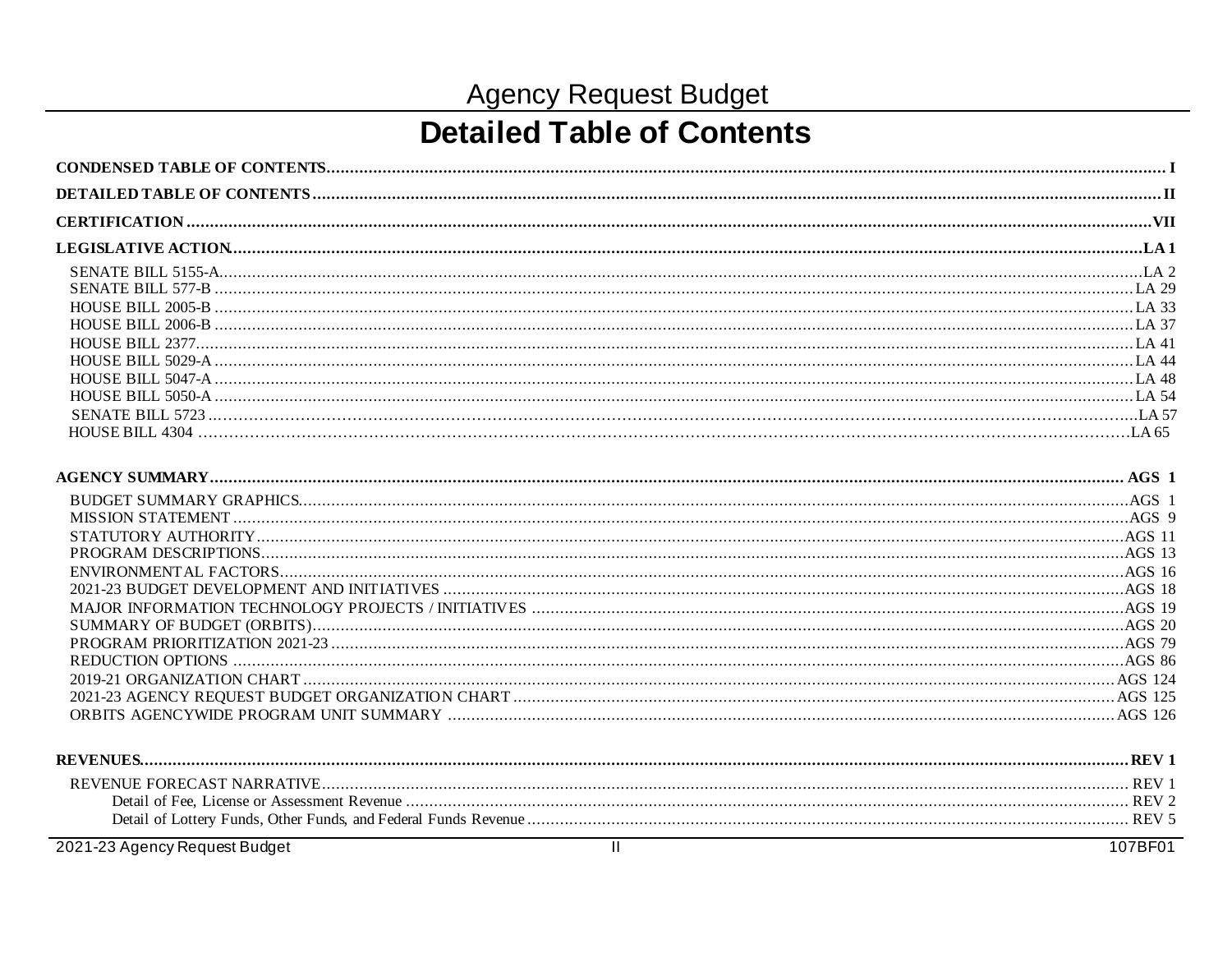# Agency Request Budget

## Detailed Table of Contents

**CONDENSED TABLE OF CONTENTS** .................... **I**

**DETAILED TABLE OF CONTENTS** .................... **II**

**CERTIFICATION** .................... **VII**

**LEGISLATIVE ACTION** .................... **LA 1**

- SENATE BILL 5155-A .................... LA 2
- SENATE BILL 577-B .................... LA 29
- HOUSE BILL 2005-B .................... LA 33
- HOUSE BILL 2006-B .................... LA 37
- HOUSE BILL 2377 .................... LA 41
- HOUSE BILL 5029-A .................... LA 44
- HOUSE BILL 5047-A .................... LA 48
- HOUSE BILL 5050-A .................... LA 54
- SENATE BILL 5723 .................... LA 57
- HOUSE BILL 4304 .................... LA 65

**AGENCY SUMMARY** .................... **AGS 1**

- BUDGET SUMMARY GRAPHICS .................... AGS 1
- MISSION STATEMENT .................... AGS 9
- STATUTORY AUTHORITY .................... AGS 11
- PROGRAM DESCRIPTIONS .................... AGS 13
- ENVIRONMENTAL FACTORS .................... AGS 16
- 2021-23 BUDGET DEVELOPMENT AND INITIATIVES .................... AGS 18
- MAJOR INFORMATION TECHNOLOGY PROJECTS / INITIATIVES .................... AGS 19
- SUMMARY OF BUDGET (ORBITS) .................... AGS 20
- PROGRAM PRIORITIZATION 2021-23 .................... AGS 79
- REDUCTION OPTIONS .................... AGS 86
- 2019-21 ORGANIZATION CHART .................... AGS 124
- 2021-23 AGENCY REQUEST BUDGET ORGANIZATION CHART .................... AGS 125
- ORBITS AGENCYWIDE PROGRAM UNIT SUMMARY .................... AGS 126

**REVENUES** .................... **REV 1**

- REVENUE FORECAST NARRATIVE .................... REV 1
  - Detail of Fee, License or Assessment Revenue .................... REV 2
  - Detail of Lottery Funds, Other Funds, and Federal Funds Revenue .................... REV 5

2021-23 Agency Request Budget | 107BF01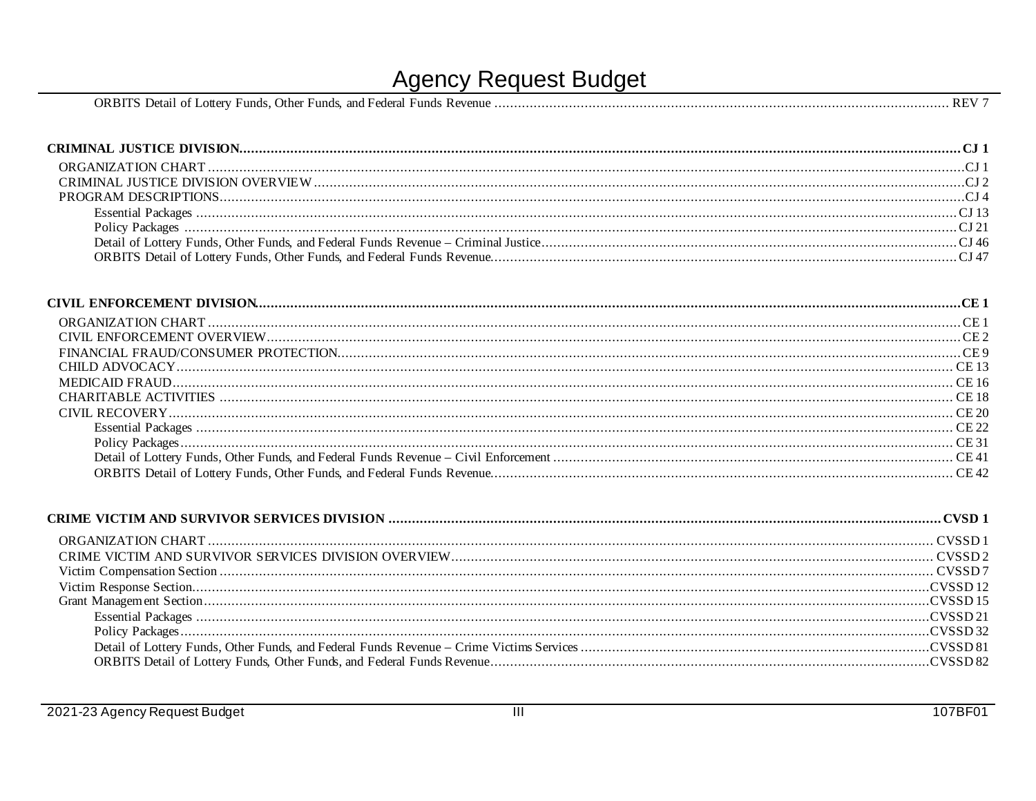ORBITS Detail of Lottery Funds, Other Funds, and Federal Funds Revenue ........ REV 7

**CRIMINAL JUSTICE DIVISION........ CJ 1**

- ORGANIZATION CHART........ CJ 1
- CRIMINAL JUSTICE DIVISION OVERVIEW........ CJ 2
- PROGRAM DESCRIPTIONS........ CJ 4
  - Essential Packages........ CJ 13
  - Policy Packages........ CJ 21
  - Detail of Lottery Funds, Other Funds, and Federal Funds Revenue – Criminal Justice........ CJ 46
  - ORBITS Detail of Lottery Funds, Other Funds, and Federal Funds Revenue........ CJ 47

**CIVIL ENFORCEMENT DIVISION........ CE 1**

- ORGANIZATION CHART........ CE 1
- CIVIL ENFORCEMENT OVERVIEW........ CE 2
- FINANCIAL FRAUD/CONSUMER PROTECTION........ CE 9
- CHILD ADVOCACY........ CE 13
- MEDICAID FRAUD........ CE 16
- CHARITABLE ACTIVITIES........ CE 18
- CIVIL RECOVERY........ CE 20
  - Essential Packages........ CE 22
  - Policy Packages........ CE 31
  - Detail of Lottery Funds, Other Funds, and Federal Funds Revenue – Civil Enforcement........ CE 41
  - ORBITS Detail of Lottery Funds, Other Funds, and Federal Funds Revenue........ CE 42

**CRIME VICTIM AND SURVIVOR SERVICES DIVISION........ CVSD 1**

- ORGANIZATION CHART........ CVSSD 1
- CRIME VICTIM AND SURVIVOR SERVICES DIVISION OVERVIEW........ CVSSD 2
- Victim Compensation Section........ CVSSD 7
- Victim Response Section........ CVSSD 12
- Grant Management Section........ CVSSD 15
  - Essential Packages........ CVSSD 21
  - Policy Packages........ CVSSD 32
  - Detail of Lottery Funds, Other Funds, and Federal Funds Revenue – Crime Victims Services........ CVSSD 81
  - ORBITS Detail of Lottery Funds, Other Funds, and Federal Funds Revenue........ CVSSD 82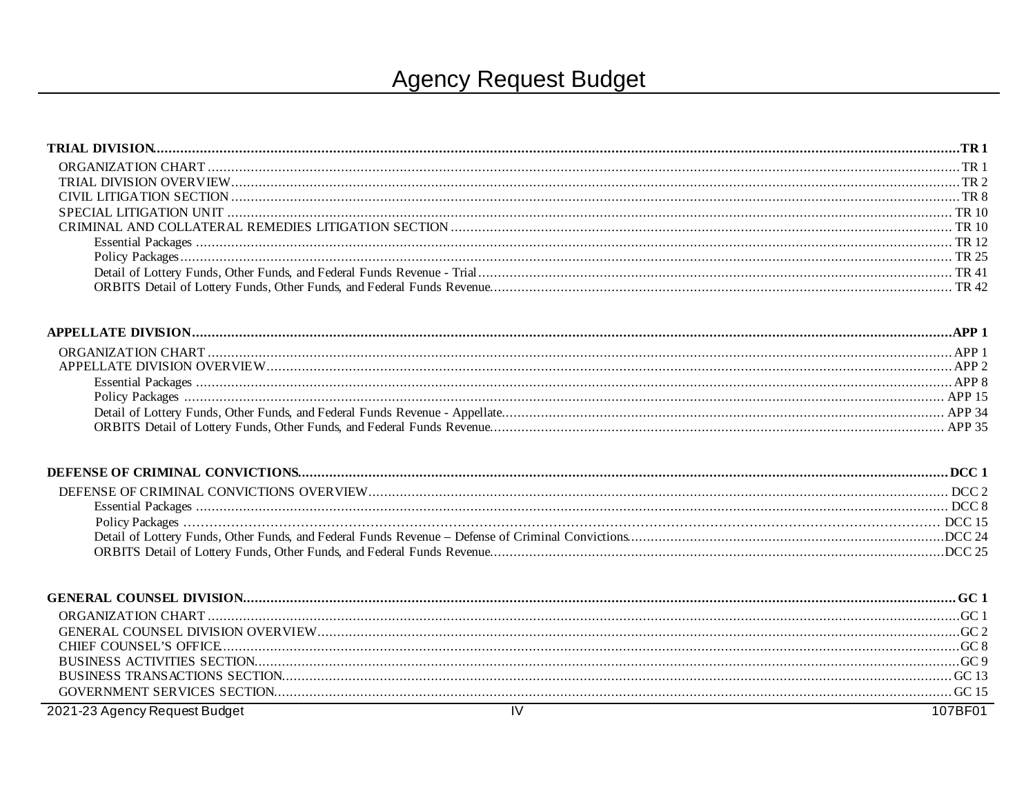# Agency Request Budget

**TRIAL DIVISION** .......... **TR 1**

- ORGANIZATION CHART .......... TR 1
- TRIAL DIVISION OVERVIEW .......... TR 2
- CIVIL LITIGATION SECTION .......... TR 8
- SPECIAL LITIGATION UNIT .......... TR 10
- CRIMINAL AND COLLATERAL REMEDIES LITIGATION SECTION .......... TR 10
  - Essential Packages .......... TR 12
  - Policy Packages .......... TR 25
  - Detail of Lottery Funds, Other Funds, and Federal Funds Revenue - Trial .......... TR 41
  - ORBITS Detail of Lottery Funds, Other Funds, and Federal Funds Revenue .......... TR 42

**APPELLATE DIVISION** .......... **APP 1**

- ORGANIZATION CHART .......... APP 1
- APPELLATE DIVISION OVERVIEW .......... APP 2
  - Essential Packages .......... APP 8
  - Policy Packages .......... APP 15
  - Detail of Lottery Funds, Other Funds, and Federal Funds Revenue - Appellate .......... APP 34
  - ORBITS Detail of Lottery Funds, Other Funds, and Federal Funds Revenue .......... APP 35

**DEFENSE OF CRIMINAL CONVICTIONS** .......... **DCC 1**

- DEFENSE OF CRIMINAL CONVICTIONS OVERVIEW .......... DCC 2
  - Essential Packages .......... DCC 8
  - Policy Packages .......... DCC 15
  - Detail of Lottery Funds, Other Funds, and Federal Funds Revenue – Defense of Criminal Convictions .......... DCC 24
  - ORBITS Detail of Lottery Funds, Other Funds, and Federal Funds Revenue .......... DCC 25

**GENERAL COUNSEL DIVISION** .......... **GC 1**

- ORGANIZATION CHART .......... GC 1
- GENERAL COUNSEL DIVISION OVERVIEW .......... GC 2
- CHIEF COUNSEL'S OFFICE .......... GC 8
- BUSINESS ACTIVITIES SECTION .......... GC 9
- BUSINESS TRANSACTIONS SECTION .......... GC 13
- GOVERNMENT SERVICES SECTION .......... GC 15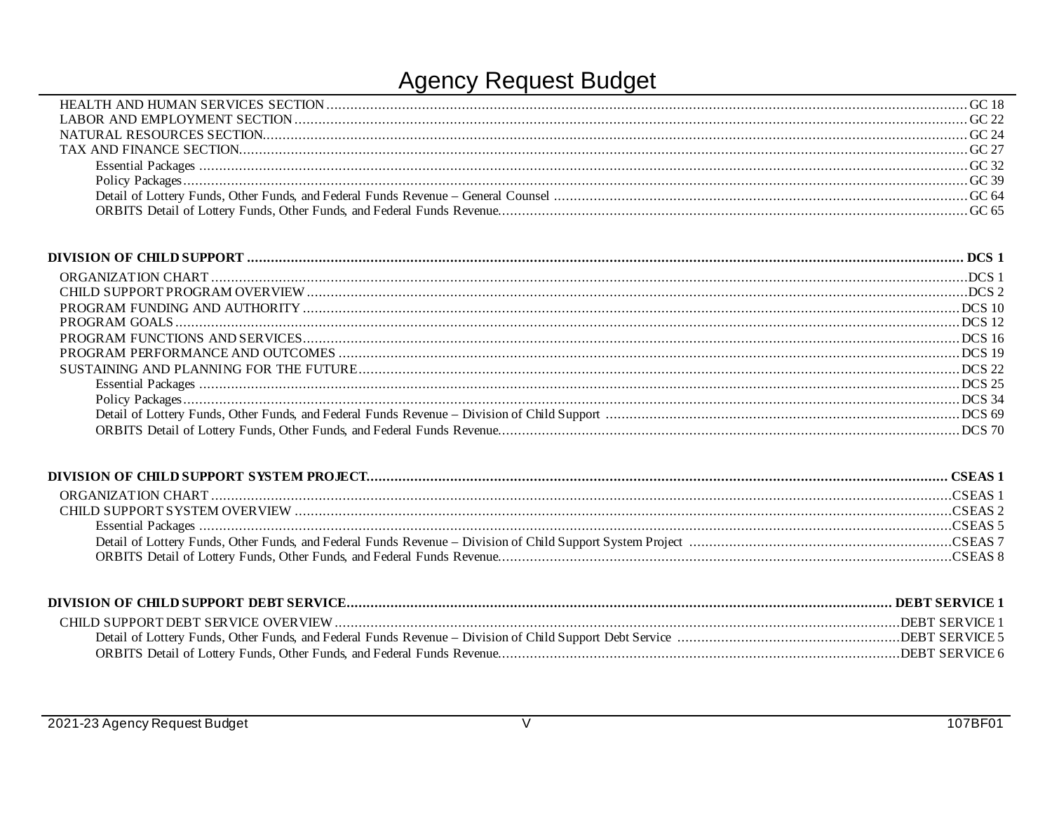# Agency Request Budget

- HEALTH AND HUMAN SERVICES SECTION .......... GC 18
- LABOR AND EMPLOYMENT SECTION .......... GC 22
- NATURAL RESOURCES SECTION .......... GC 24
- TAX AND FINANCE SECTION .......... GC 27
  - Essential Packages .......... GC 32
  - Policy Packages .......... GC 39
  - Detail of Lottery Funds, Other Funds, and Federal Funds Revenue – General Counsel .......... GC 64
  - ORBITS Detail of Lottery Funds, Other Funds, and Federal Funds Revenue .......... GC 65

**DIVISION OF CHILD SUPPORT .......... DCS 1**

- ORGANIZATION CHART .......... DCS 1
- CHILD SUPPORT PROGRAM OVERVIEW .......... DCS 2
- PROGRAM FUNDING AND AUTHORITY .......... DCS 10
- PROGRAM GOALS .......... DCS 12
- PROGRAM FUNCTIONS AND SERVICES .......... DCS 16
- PROGRAM PERFORMANCE AND OUTCOMES .......... DCS 19
- SUSTAINING AND PLANNING FOR THE FUTURE .......... DCS 22
  - Essential Packages .......... DCS 25
  - Policy Packages .......... DCS 34
  - Detail of Lottery Funds, Other Funds, and Federal Funds Revenue – Division of Child Support .......... DCS 69
  - ORBITS Detail of Lottery Funds, Other Funds, and Federal Funds Revenue .......... DCS 70

**DIVISION OF CHILD SUPPORT SYSTEM PROJECT .......... CSEAS 1**

- ORGANIZATION CHART .......... CSEAS 1
- CHILD SUPPORT SYSTEM OVERVIEW .......... CSEAS 2
  - Essential Packages .......... CSEAS 5
  - Detail of Lottery Funds, Other Funds, and Federal Funds Revenue – Division of Child Support System Project .......... CSEAS 7
  - ORBITS Detail of Lottery Funds, Other Funds, and Federal Funds Revenue .......... CSEAS 8

**DIVISION OF CHILD SUPPORT DEBT SERVICE .......... DEBT SERVICE 1**

- CHILD SUPPORT DEBT SERVICE OVERVIEW .......... DEBT SERVICE 1
  - Detail of Lottery Funds, Other Funds, and Federal Funds Revenue – Division of Child Support Debt Service .......... DEBT SERVICE 5
  - ORBITS Detail of Lottery Funds, Other Funds, and Federal Funds Revenue .......... DEBT SERVICE 6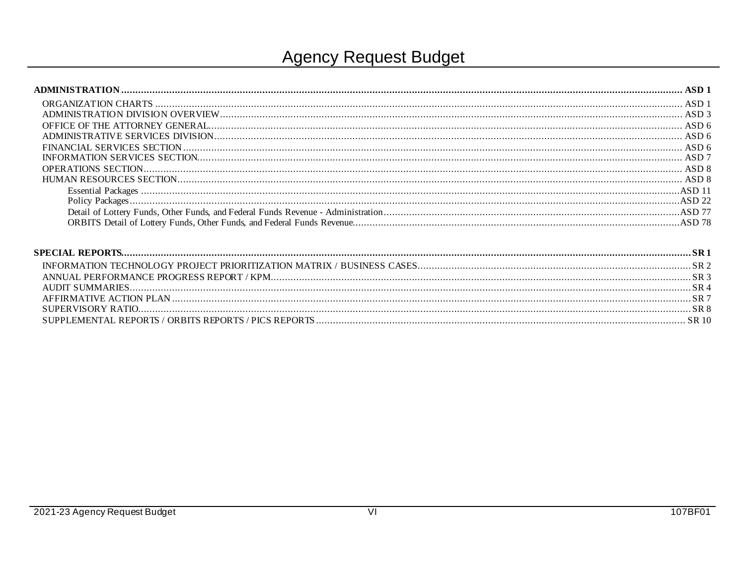# Agency Request Budget

| | |
|---|---|
| **ADMINISTRATION** | **ASD 1** |
| ORGANIZATION CHARTS | ASD 1 |
| ADMINISTRATION DIVISION OVERVIEW | ASD 3 |
| OFFICE OF THE ATTORNEY GENERAL | ASD 6 |
| ADMINISTRATIVE SERVICES DIVISION | ASD 6 |
| FINANCIAL SERVICES SECTION | ASD 6 |
| INFORMATION SERVICES SECTION | ASD 7 |
| OPERATIONS SECTION | ASD 8 |
| HUMAN RESOURCES SECTION | ASD 8 |
| Essential Packages | ASD 11 |
| Policy Packages | ASD 22 |
| Detail of Lottery Funds, Other Funds, and Federal Funds Revenue - Administration | ASD 77 |
| ORBITS Detail of Lottery Funds, Other Funds, and Federal Funds Revenue | ASD 78 |

| | |
|---|---|
| **SPECIAL REPORTS** | **SR 1** |
| INFORMATION TECHNOLOGY PROJECT PRIORITIZATION MATRIX / BUSINESS CASES | SR 2 |
| ANNUAL PERFORMANCE PROGRESS REPORT / KPM | SR 3 |
| AUDIT SUMMARIES | SR 4 |
| AFFIRMATIVE ACTION PLAN | SR 7 |
| SUPERVISORY RATIO | SR 8 |
| SUPPLEMENTAL REPORTS / ORBITS REPORTS / PICS REPORTS | SR 10 |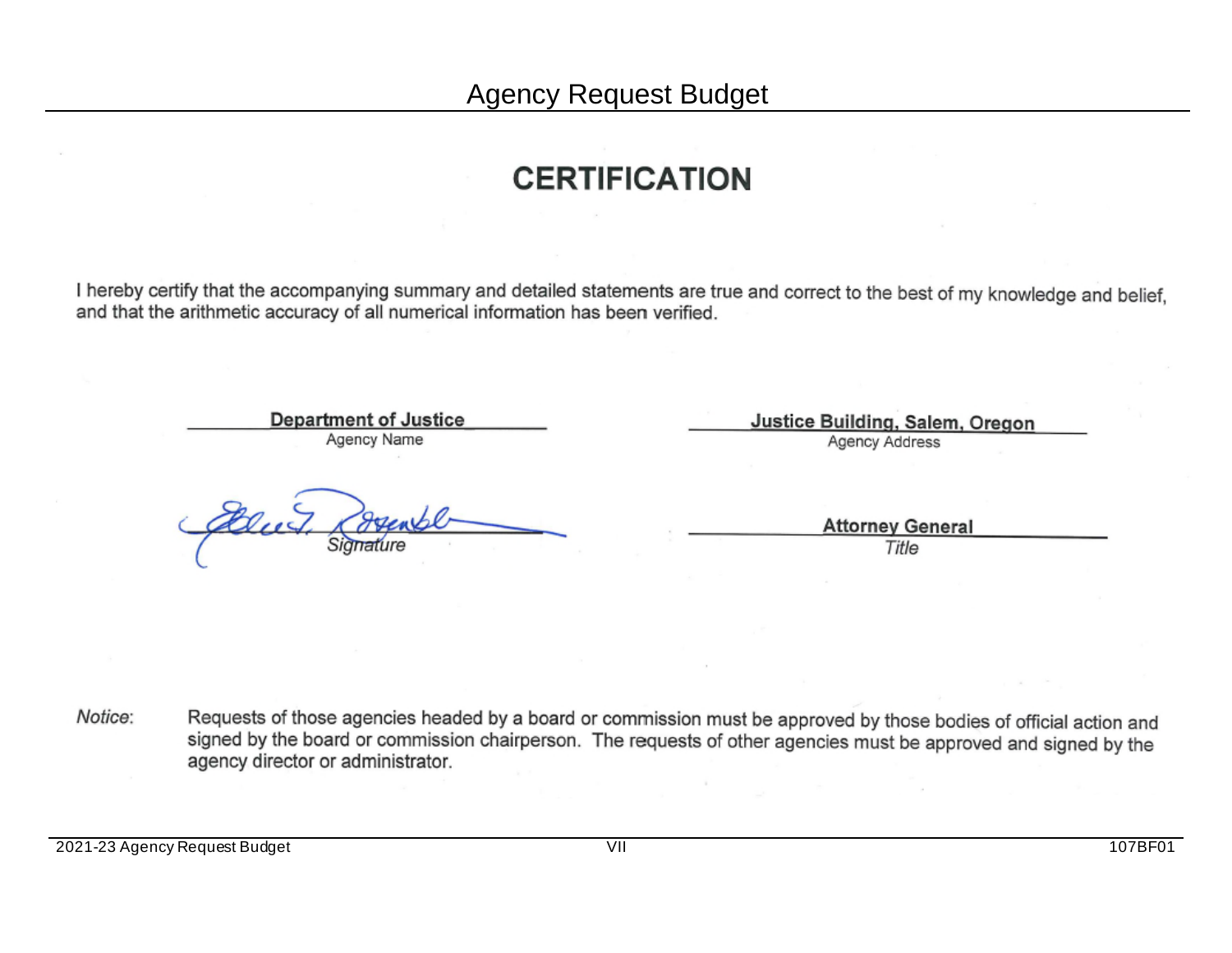# Agency Request Budget

## CERTIFICATION

I hereby certify that the accompanying summary and detailed statements are true and correct to the best of my knowledge and belief, and that the arithmetic accuracy of all numerical information has been verified.

| | |
|---|---|
| **Department of Justice** | **Justice Building, Salem, Oregon** |
| Agency Name | Agency Address |
| | **Attorney General** |
| *Signature* | *Title* |

*Notice*: Requests of those agencies headed by a board or commission must be approved by those bodies of official action and signed by the board or commission chairperson. The requests of other agencies must be approved and signed by the agency director or administrator.